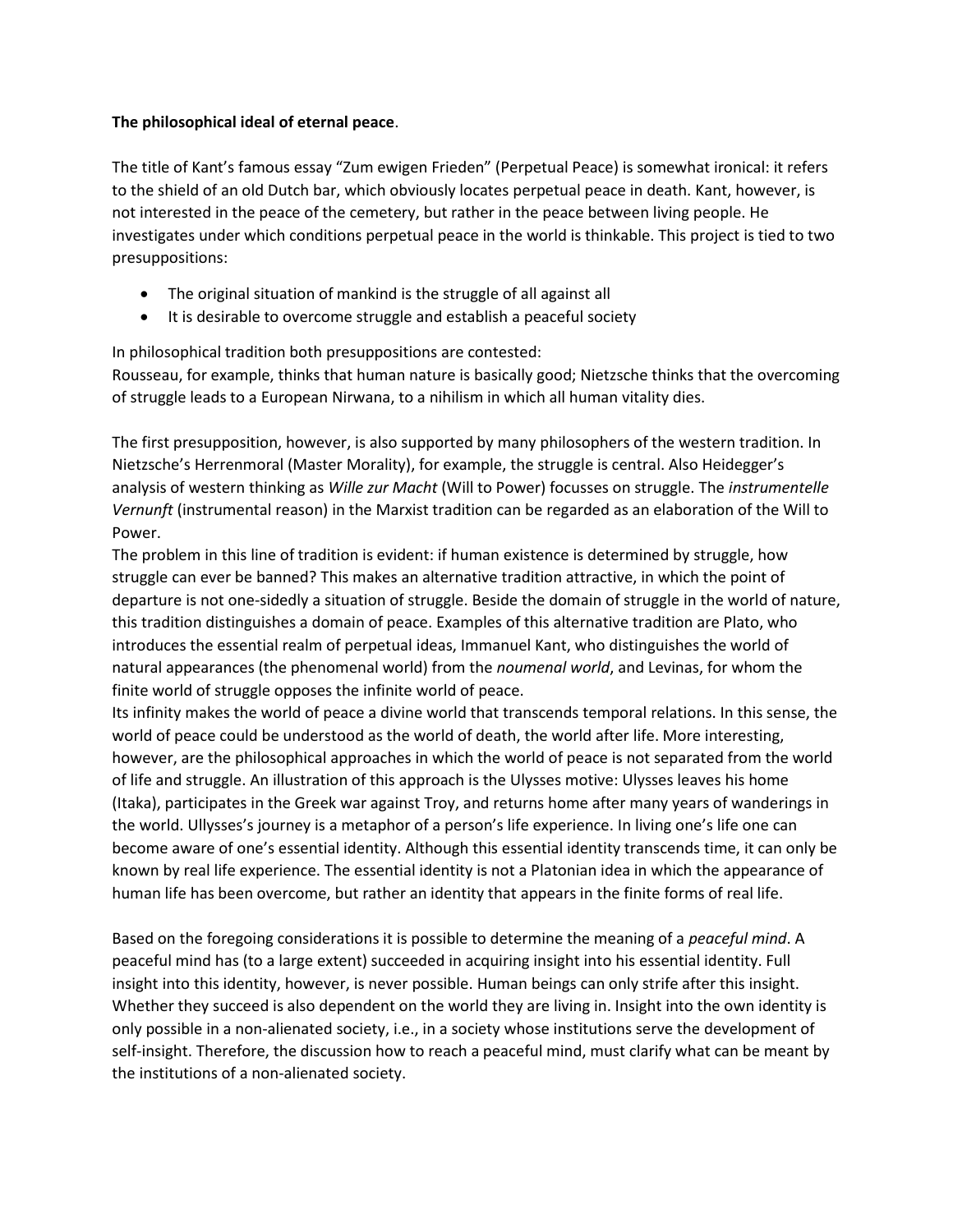**The philosophical ideal of eternal peace**.

The title of Kant's famous essay "Zum ewigen Frieden" (Perpetual Peace) is somewhat ironical: it refers to the shield of an old Dutch bar, which obviously locates perpetual peace in death. Kant, however, is not interested in the peace of the cemetery, but rather in the peace between living people. He investigates under which conditions perpetual peace in the world is thinkable. This project is tied to two presuppositions:

- The original situation of mankind is the struggle of all against all
- It is desirable to overcome struggle and establish a peaceful society

In philosophical tradition both presuppositions are contested:
Rousseau, for example, thinks that human nature is basically good; Nietzsche thinks that the overcoming of struggle leads to a European Nirwana, to a nihilism in which all human vitality dies.

The first presupposition, however, is also supported by many philosophers of the western tradition. In Nietzsche's Herrenmoral (Master Morality), for example, the struggle is central. Also Heidegger's analysis of western thinking as *Wille zur Macht* (Will to Power) focusses on struggle. The *instrumentelle Vernunft* (instrumental reason) in the Marxist tradition can be regarded as an elaboration of the Will to Power.
The problem in this line of tradition is evident: if human existence is determined by struggle, how struggle can ever be banned? This makes an alternative tradition attractive, in which the point of departure is not one-sidedly a situation of struggle. Beside the domain of struggle in the world of nature, this tradition distinguishes a domain of peace. Examples of this alternative tradition are Plato, who introduces the essential realm of perpetual ideas, Immanuel Kant, who distinguishes the world of natural appearances (the phenomenal world) from the *noumenal world*, and Levinas, for whom the finite world of struggle opposes the infinite world of peace.
Its infinity makes the world of peace a divine world that transcends temporal relations. In this sense, the world of peace could be understood as the world of death, the world after life. More interesting, however, are the philosophical approaches in which the world of peace is not separated from the world of life and struggle. An illustration of this approach is the Ulysses motive: Ulysses leaves his home (Itaka), participates in the Greek war against Troy, and returns home after many years of wanderings in the world. Ullysses's journey is a metaphor of a person's life experience. In living one's life one can become aware of one's essential identity. Although this essential identity transcends time, it can only be known by real life experience. The essential identity is not a Platonian idea in which the appearance of human life has been overcome, but rather an identity that appears in the finite forms of real life.

Based on the foregoing considerations it is possible to determine the meaning of a *peaceful mind*. A peaceful mind has (to a large extent) succeeded in acquiring insight into his essential identity. Full insight into this identity, however, is never possible. Human beings can only strife after this insight. Whether they succeed is also dependent on the world they are living in. Insight into the own identity is only possible in a non-alienated society, i.e., in a society whose institutions serve the development of self-insight. Therefore, the discussion how to reach a peaceful mind, must clarify what can be meant by the institutions of a non-alienated society.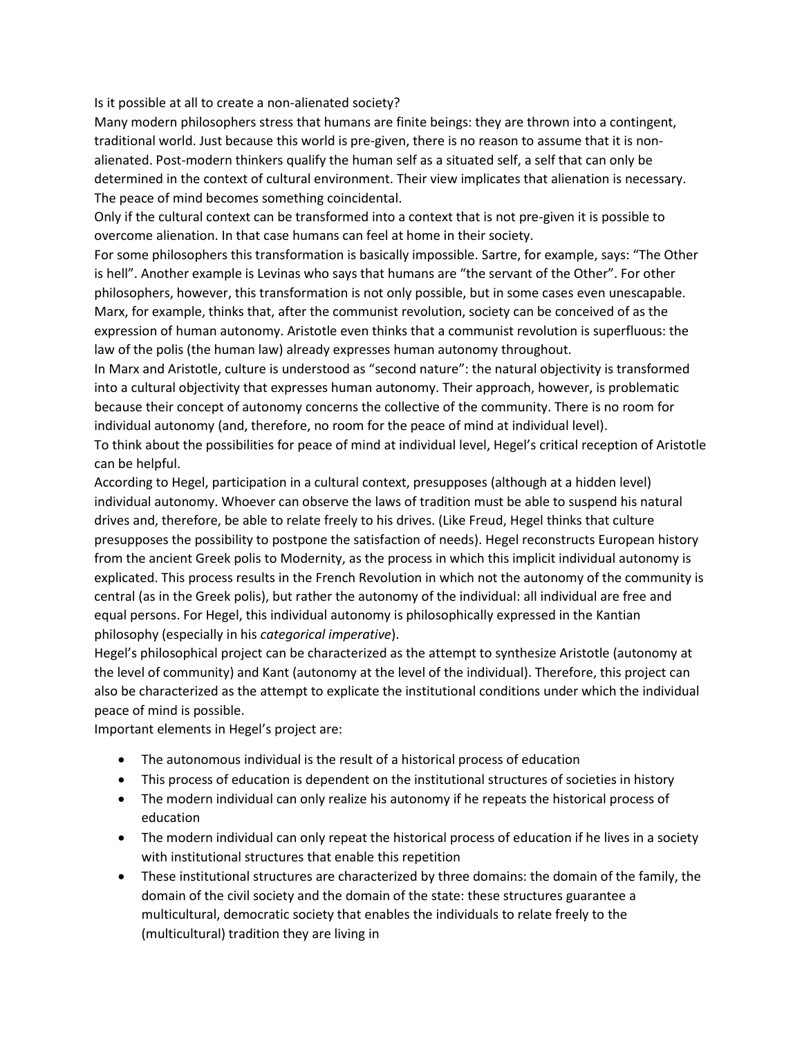Is it possible at all to create a non-alienated society?

Many modern philosophers stress that humans are finite beings: they are thrown into a contingent, traditional world. Just because this world is pre-given, there is no reason to assume that it is non-alienated. Post-modern thinkers qualify the human self as a situated self, a self that can only be determined in the context of cultural environment. Their view implicates that alienation is necessary. The peace of mind becomes something coincidental.

Only if the cultural context can be transformed into a context that is not pre-given it is possible to overcome alienation. In that case humans can feel at home in their society.

For some philosophers this transformation is basically impossible. Sartre, for example, says: "The Other is hell". Another example is Levinas who says that humans are "the servant of the Other". For other philosophers, however, this transformation is not only possible, but in some cases even unescapable. Marx, for example, thinks that, after the communist revolution, society can be conceived of as the expression of human autonomy. Aristotle even thinks that a communist revolution is superfluous: the law of the polis (the human law) already expresses human autonomy throughout.

In Marx and Aristotle, culture is understood as "second nature": the natural objectivity is transformed into a cultural objectivity that expresses human autonomy. Their approach, however, is problematic because their concept of autonomy concerns the collective of the community. There is no room for individual autonomy (and, therefore, no room for the peace of mind at individual level).

To think about the possibilities for peace of mind at individual level, Hegel's critical reception of Aristotle can be helpful.

According to Hegel, participation in a cultural context, presupposes (although at a hidden level) individual autonomy. Whoever can observe the laws of tradition must be able to suspend his natural drives and, therefore, be able to relate freely to his drives. (Like Freud, Hegel thinks that culture presupposes the possibility to postpone the satisfaction of needs). Hegel reconstructs European history from the ancient Greek polis to Modernity, as the process in which this implicit individual autonomy is explicated. This process results in the French Revolution in which not the autonomy of the community is central (as in the Greek polis), but rather the autonomy of the individual: all individual are free and equal persons. For Hegel, this individual autonomy is philosophically expressed in the Kantian philosophy (especially in his *categorical imperative*).

Hegel's philosophical project can be characterized as the attempt to synthesize Aristotle (autonomy at the level of community) and Kant (autonomy at the level of the individual). Therefore, this project can also be characterized as the attempt to explicate the institutional conditions under which the individual peace of mind is possible.

Important elements in Hegel's project are:

- The autonomous individual is the result of a historical process of education
- This process of education is dependent on the institutional structures of societies in history
- The modern individual can only realize his autonomy if he repeats the historical process of education
- The modern individual can only repeat the historical process of education if he lives in a society with institutional structures that enable this repetition
- These institutional structures are characterized by three domains: the domain of the family, the domain of the civil society and the domain of the state: these structures guarantee a multicultural, democratic society that enables the individuals to relate freely to the (multicultural) tradition they are living in